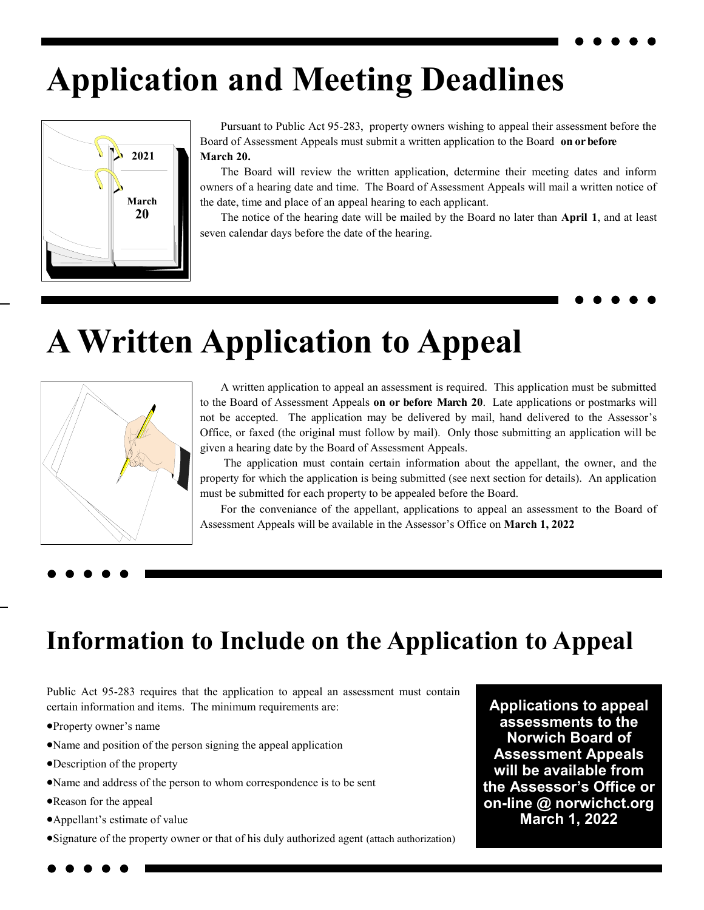# Application and Meeting Deadlines

Pursuant to Public Act 95-283, property owners wishing to appeal their assessment before the Board of Assessment Appeals must submit a written application to the Board **on or before March 20.**

The Board will review the written application, determine their meeting dates and inform owners of a hearing date and time. The Board of Assessment Appeals will mail a written notice of the date, time and place of an appeal hearing to each applicant.

The notice of the hearing date will be mailed by the Board no later than **April 1**, and at least seven calendar days before the date of the hearing.

# A Written Application to Appeal

A written application to appeal an assessment is required. This application must be submitted to the Board of Assessment Appeals **on or before March 20**. Late applications or postmarks will not be accepted. The application may be delivered by mail, hand delivered to the Assessor's Office, or faxed (the original must follow by mail). Only those submitting an application will be given a hearing date by the Board of Assessment Appeals.

The application must contain certain information about the appellant, the owner, and the property for which the application is being submitted (see next section for details). An application must be submitted for each property to be appealed before the Board.

For the conveniance of the appellant, applications to appeal an assessment to the Board of Assessment Appeals will be available in the Assessor's Office on **March 1, 2022**

## Information to Include on the Application to Appeal

Public Act 95-283 requires that the application to appeal an assessment must contain certain information and items. The minimum requirements are:

- Property owner's name
- Name and position of the person signing the appeal application
- Description of the property
- Name and address of the person to whom correspondence is to be sent
- Reason for the appeal
- Appellant's estimate of value
- Signature of the property owner or that of his duly authorized agent (attach authorization)

**Applications to appeal assessments to the Norwich Board of Assessment Appeals will be available from the Assessor's Office or on-line @ norwichct.org March 1, 2022**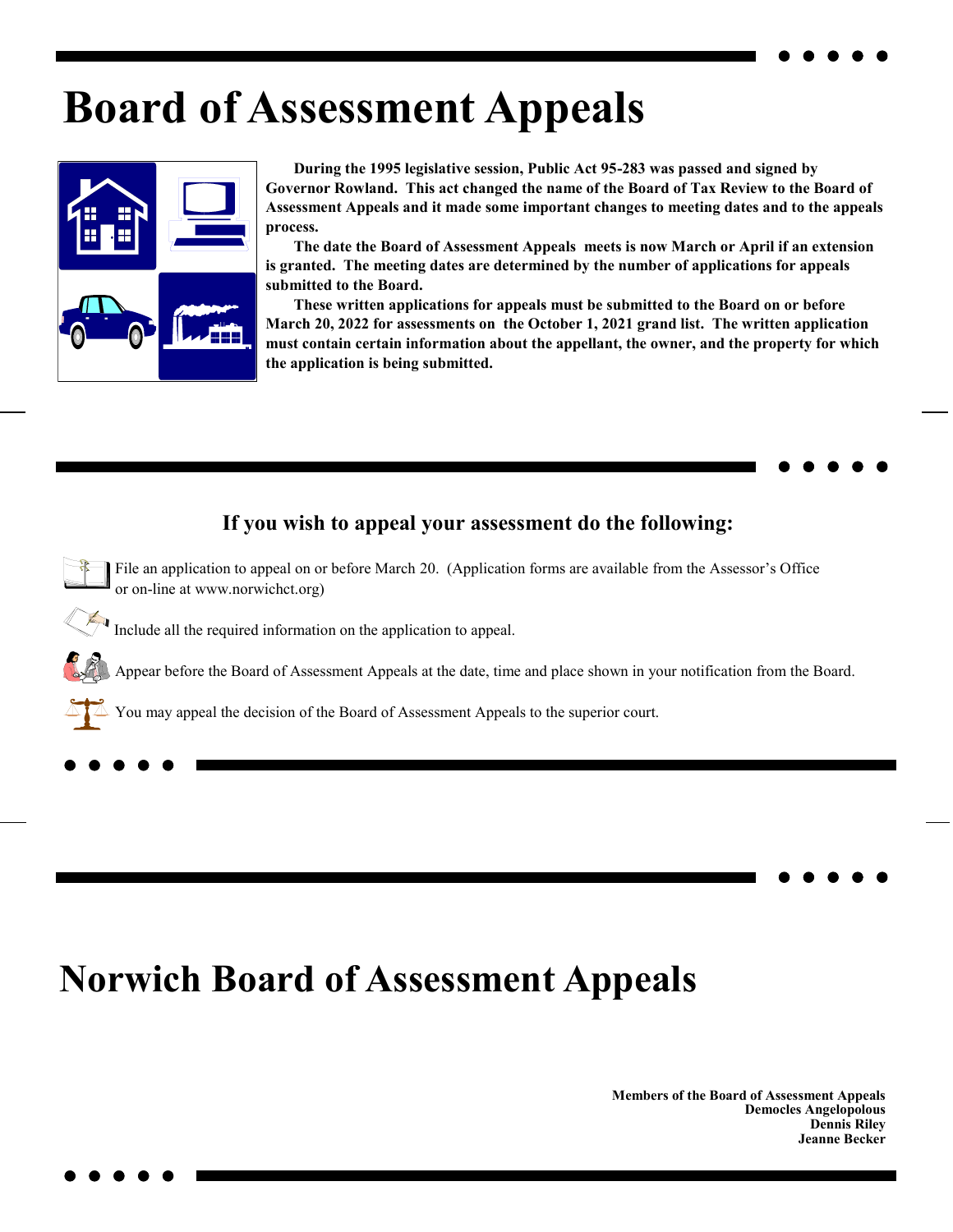# Board of Assessment Appeals

**During the 1995 legislative session, Public Act 95-283 was passed and signed by Governor Rowland. This act changed the name of the Board of Tax Review to the Board of Assessment Appeals and it made some important changes to meeting dates and to the appeals process.**

**The date the Board of Assessment Appeals meets is now March or April if an extension is granted. The meeting dates are determined by the number of applications for appeals submitted to the Board.**

**These written applications for appeals must be submitted to the Board on or before March 20, 2022 for assessments on the October 1, 2021 grand list. The written application must contain certain information about the appellant, the owner, and the property for which the application is being submitted.**

## If you wish to appeal your assessment do the following:

- File an application to appeal on or before March 20. (Application forms are available from the Assessor's Office or on-line at www.norwichct.org)
- Include all the required information on the application to appeal.
- Appear before the Board of Assessment Appeals at the date, time and place shown in your notification from the Board.
- You may appeal the decision of the Board of Assessment Appeals to the superior court.

# Norwich Board of Assessment Appeals

**Members of the Board of Assessment Appeals**
**Democles Angelopolous**
**Dennis Riley**
**Jeanne Becker**